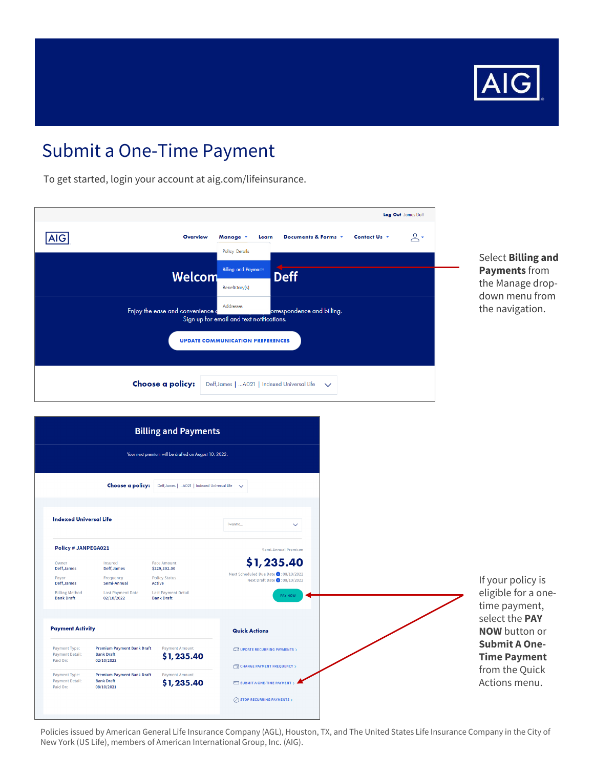# Submit a One-Time Payment

To get started, login your account at aig.com/lifeinsurance.

Log Out James Deff

Overview Manage Learn Documents & Forms Contact Us

Policy Details
Billing and Payments
Beneficiary(s)
Addresses

Welcome James Deff

Enjoy the ease and convenience of paperless correspondence and billing. Sign up for email and text notifications.

UPDATE COMMUNICATION PREFERENCES

Choose a policy: Deff,James | ...A021 | Indexed Universal Life

Select **Billing and Payments** from the Manage drop-down menu from the navigation.

## Billing and Payments

Your next premium will be drafted on August 10, 2022.

Choose a policy: Deff,James | ...A021 | Indexed Universal Life

**Indexed Universal Life**

I want to...

**Policy # JANPEGA021**

| Owner | Insured | Face Amount |
|---|---|---|
| Deff,James | Deff,James | $229,202.00 |
| **Payor** | **Frequency** | **Policy Status** |
| Deff,James | Semi-Annual | Active |
| **Billing Method** | **Last Payment Date** | **Last Payment Detail** |
| Bank Draft | 02/10/2022 | Bank Draft |

Semi-Annual Premium

**$1,235.40**

Next Scheduled Due Date: 08/10/2022
Next Draft Date: 08/10/2022

PAY NOW

**Payment Activity**

| Payment Type: | Premium Payment Bank Draft | Payment Amount |
|---|---|---|
| Payment Detail: | Bank Draft | **$1,235.40** |
| Paid On: | 02/10/2022 | |
| Payment Type: | Premium Payment Bank Draft | Payment Amount |
| Payment Detail: | Bank Draft | **$1,235.40** |
| Paid On: | 08/10/2021 | |

**Quick Actions**

- UPDATE RECURRING PAYMENTS
- CHANGE PAYMENT FREQUENCY
- SUBMIT A ONE-TIME PAYMENT
- STOP RECURRING PAYMENTS

If your policy is eligible for a one-time payment, select the **PAY NOW** button or **Submit A One-Time Payment** from the Quick Actions menu.

Policies issued by American General Life Insurance Company (AGL), Houston, TX, and The United States Life Insurance Company in the City of New York (US Life), members of American International Group, Inc. (AIG).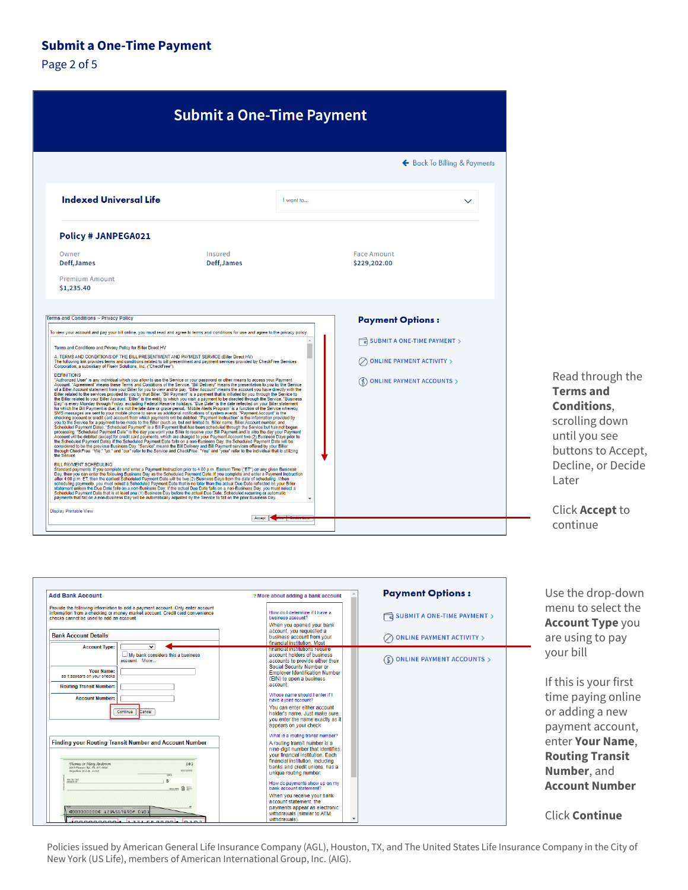# Submit a One-Time Payment

## Submit a One-Time Payment

Back To Billing & Payments

**Indexed Universal Life**

I want to...

**Policy # JANPEGA021**

| Owner | Insured | Face Amount |
|---|---|---|
| Deff,James | Deff,James | $229,202.00 |

Premium Amount
$1,235.40

**Payment Options :**

- SUBMIT A ONE-TIME PAYMENT
- ONLINE PAYMENT ACTIVITY
- ONLINE PAYMENT ACCOUNTS

Read through the **Terms and Conditions**, scrolling down until you see buttons to Accept, Decline, or Decide Later

Click **Accept** to continue

**Add Bank Account**

Provide the following information to add a payment account. Only enter account information from a checking or money market account. Credit card convenience checks cannot be used to add an account.

**Bank Account Details**

- Account Type:
- My bank considers this a business account. More...
- Your Name: (as it appears on your checks)
- Routing Transit Number:
- Account Number:

Continue | Cancel

**Finding your Routing Transit Number and Account Number**

? More about adding a bank account

How do I determine if I have a business account?
When you opened your bank account, you requested a business account from your financial institution. Most financial institutions require account holders of business accounts to provide either their Social Security Number or Employer Identification Number (EIN) to open a business account.

Whose name should I enter if I have a joint account?
You can enter either account holder's name. Just make sure you enter the name exactly as it appears on your check.

What is a routing transit number?
A routing transit number is a nine-digit number that identifies your financial institution. Each financial institution, including banks and credit unions, has a unique routing number.

How do payments show up on my bank account statement?
When you receive your bank account statement, the payments appear as electronic withdrawals (similar to ATM withdrawals).

**Payment Options :**

- SUBMIT A ONE-TIME PAYMENT
- ONLINE PAYMENT ACTIVITY
- ONLINE PAYMENT ACCOUNTS

Use the drop-down menu to select the **Account Type** you are using to pay your bill

If this is your first time paying online or adding a new payment account, enter **Your Name**, **Routing Transit Number**, and **Account Number**

Click **Continue**

Policies issued by American General Life Insurance Company (AGL), Houston, TX, and The United States Life Insurance Company in the City of New York (US Life), members of American International Group, Inc. (AIG).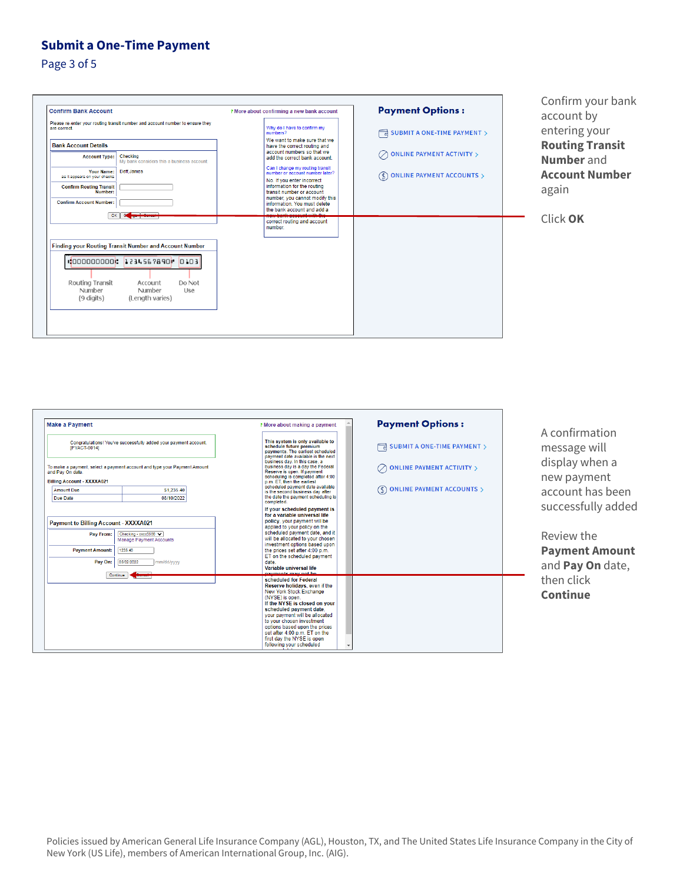## Submit a One-Time Payment

Page 3 of 5

Confirm your bank account by entering your **Routing Transit Number** and **Account Number** again

Click **OK**

A confirmation message will display when a new payment account has been successfully added

Review the **Payment Amount** and **Pay On** date, then click **Continue**

Policies issued by American General Life Insurance Company (AGL), Houston, TX, and The United States Life Insurance Company in the City of New York (US Life), members of American International Group, Inc. (AIG).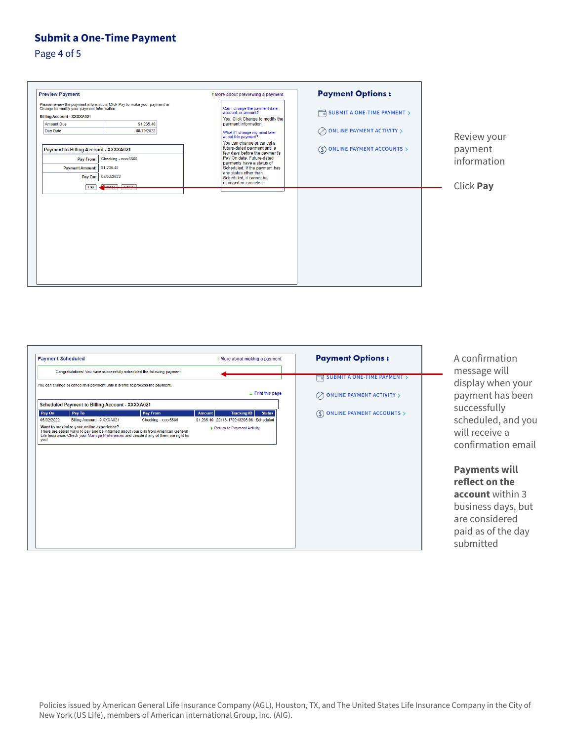## Submit a One-Time Payment

Page 4 of 5

**Preview Payment**

? More about previewing a payment

Please review the payment information. Click Pay to make your payment or Change to modify your payment information.

Billing Account - XXXXA021

| Amount Due | $1,235.40 |
|---|---|
| Due Date | 05/10/2022 |

**Payment to Billing Account - XXXXA021**

| Pay From: | Checking - xxxx5566 |
|---|---|
| Payment Amount: | $1,235.40 |
| Pay On: | 05/02/2022 |

Pay | Change | Cancel

Can I change the payment date, account, or amount?
Yes. Click Change to modify the payment information.

What if I change my mind later about this payment?
You can change or cancel a future-dated payment until a few days before the payment's Pay On date. Future-dated payments have a status of Scheduled. If the payment has any status other than Scheduled, it cannot be changed or canceled.

**Payment Options :**

- SUBMIT A ONE-TIME PAYMENT >
- ONLINE PAYMENT ACTIVITY >
- ONLINE PAYMENT ACCOUNTS >

Review your payment information

Click **Pay**

**Payment Scheduled**

? More about making a payment

Congratulations! You have successfully scheduled the following payment.

You can change or cancel this payment until it is time to process the payment.

Print this page

**Scheduled Payment to Billing Account - XXXXA021**

| Pay On | Pay To | Pay From | Amount | Tracking ID | Status |
|---|---|---|---|---|---|
| 05/02/2022 | Billing Account - XXXXA021 | Checking - xxxx5566 | $1,235.40 | 22118-170243286.96 | Scheduled |

**Want to maximize your online experience?**
There are easier ways to pay and be informed about your bills from American General Life Insurance. Check your Manage Preferences and decide if any of them are right for you!

Return to Payment Activity

**Payment Options :**

- SUBMIT A ONE-TIME PAYMENT >
- ONLINE PAYMENT ACTIVITY >
- ONLINE PAYMENT ACCOUNTS >

A confirmation message will display when your payment has been successfully scheduled, and you will receive a confirmation email

**Payments will reflect on the account** within 3 business days, but are considered paid as of the day submitted

Policies issued by American General Life Insurance Company (AGL), Houston, TX, and The United States Life Insurance Company in the City of New York (US Life), members of American International Group, Inc. (AIG).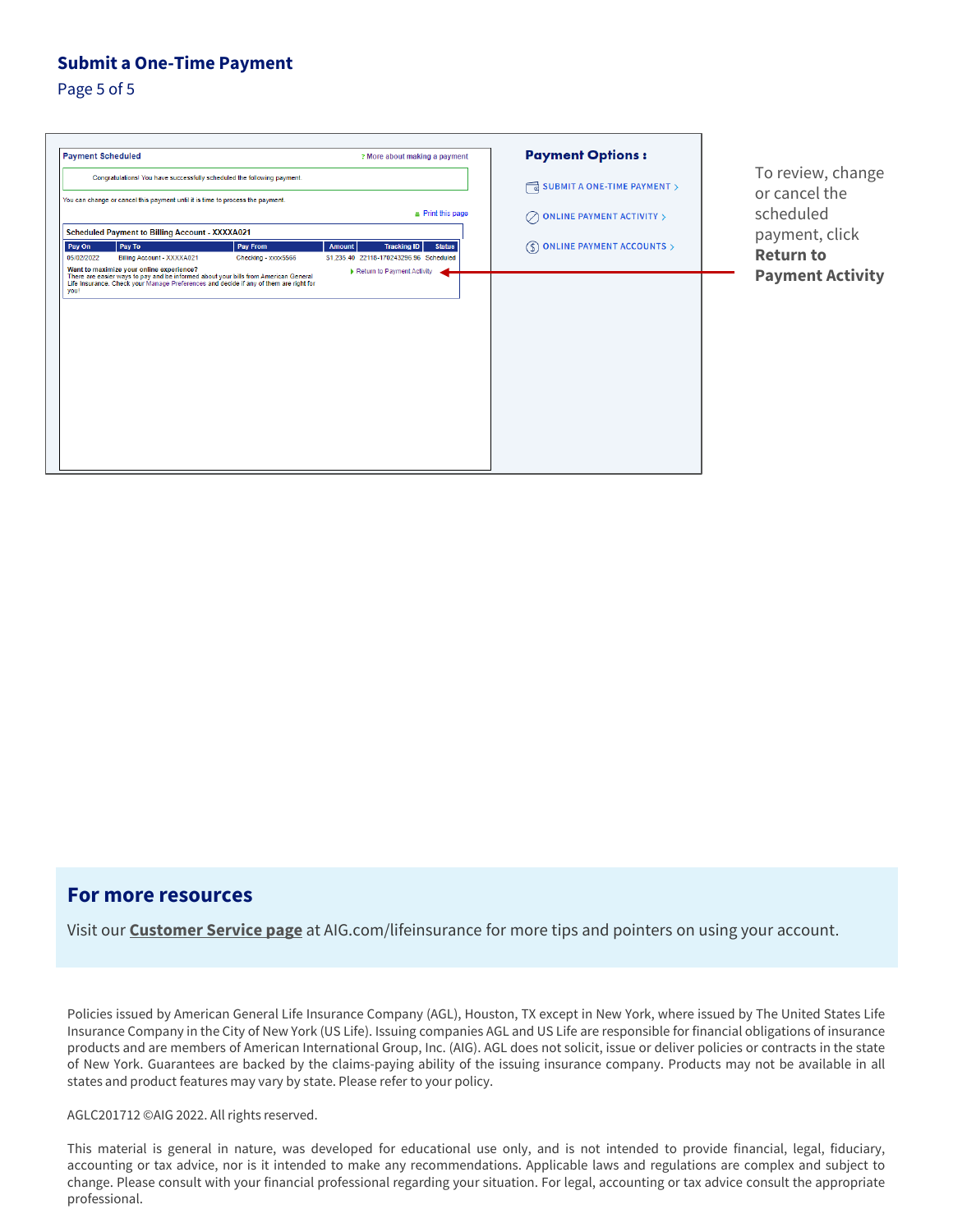## Submit a One-Time Payment

Page 5 of 5

**Payment Scheduled**

? More about making a payment

Congratulations! You have successfully scheduled the following payment.

You can change or cancel this payment until it is time to process the payment.

Print this page

**Scheduled Payment to Billing Account - XXXXA021**

| Pay On | Pay To | Pay From | Amount | Tracking ID | Status |
|---|---|---|---|---|---|
| 05/02/2022 | Billing Account - XXXXA021 | Checking - xxxx5566 | $1,235.40 | 22118-170243296.56 | Scheduled |

**Want to maximize your online experience?**
There are easier ways to pay and be informed about your bills from American General Life Insurance. Check your Manage Preferences and decide if any of them are right for you!

Return to Payment Activity

**Payment Options :**

- SUBMIT A ONE-TIME PAYMENT >
- ONLINE PAYMENT ACTIVITY >
- ONLINE PAYMENT ACCOUNTS >

To review, change or cancel the scheduled payment, click **Return to Payment Activity**

## For more resources

Visit our **Customer Service page** at AIG.com/lifeinsurance for more tips and pointers on using your account.

Policies issued by American General Life Insurance Company (AGL), Houston, TX except in New York, where issued by The United States Life Insurance Company in the City of New York (US Life). Issuing companies AGL and US Life are responsible for financial obligations of insurance products and are members of American International Group, Inc. (AIG). AGL does not solicit, issue or deliver policies or contracts in the state of New York. Guarantees are backed by the claims-paying ability of the issuing insurance company. Products may not be available in all states and product features may vary by state. Please refer to your policy.

AGLC201712 ©AIG 2022. All rights reserved.

This material is general in nature, was developed for educational use only, and is not intended to provide financial, legal, fiduciary, accounting or tax advice, nor is it intended to make any recommendations. Applicable laws and regulations are complex and subject to change. Please consult with your financial professional regarding your situation. For legal, accounting or tax advice consult the appropriate professional.